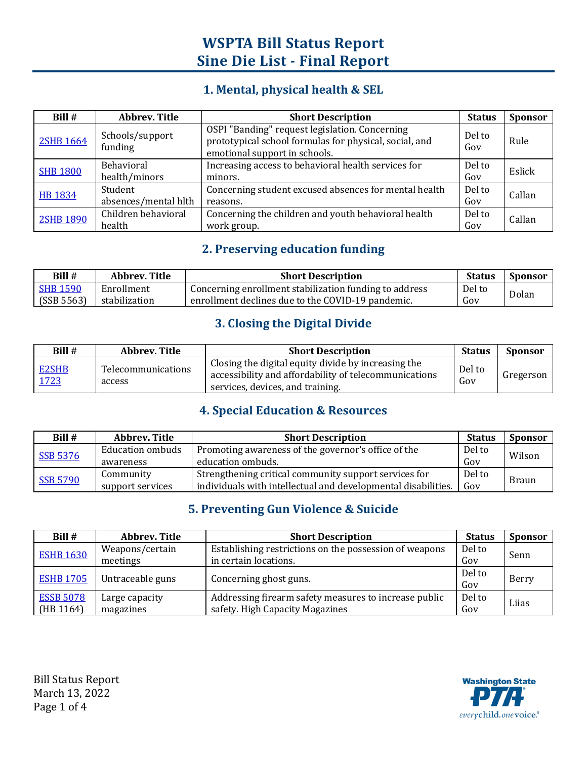# WSPTA Bill Status Report
# Sine Die List - Final Report

## 1. Mental, physical health & SEL

| Bill # | Abbrev. Title | Short Description | Status | Sponsor |
|---|---|---|---|---|
| 2SHB 1664 | Schools/support funding | OSPI "Banding" request legislation. Concerning prototypical school formulas for physical, social, and emotional support in schools. | Del to Gov | Rule |
| SHB 1800 | Behavioral health/minors | Increasing access to behavioral health services for minors. | Del to Gov | Eslick |
| HB 1834 | Student absences/mental hlth | Concerning student excused absences for mental health reasons. | Del to Gov | Callan |
| 2SHB 1890 | Children behavioral health | Concerning the children and youth behavioral health work group. | Del to Gov | Callan |

## 2. Preserving education funding

| Bill # | Abbrev. Title | Short Description | Status | Sponsor |
|---|---|---|---|---|
| SHB 1590 (SSB 5563) | Enrollment stabilization | Concerning enrollment stabilization funding to address enrollment declines due to the COVID-19 pandemic. | Del to Gov | Dolan |

## 3. Closing the Digital Divide

| Bill # | Abbrev. Title | Short Description | Status | Sponsor |
|---|---|---|---|---|
| E2SHB 1723 | Telecommunications access | Closing the digital equity divide by increasing the accessibility and affordability of telecommunications services, devices, and training. | Del to Gov | Gregerson |

## 4. Special Education & Resources

| Bill # | Abbrev. Title | Short Description | Status | Sponsor |
|---|---|---|---|---|
| SSB 5376 | Education ombuds awareness | Promoting awareness of the governor's office of the education ombuds. | Del to Gov | Wilson |
| SSB 5790 | Community support services | Strengthening critical community support services for individuals with intellectual and developmental disabilities. | Del to Gov | Braun |

## 5. Preventing Gun Violence & Suicide

| Bill # | Abbrev. Title | Short Description | Status | Sponsor |
|---|---|---|---|---|
| ESHB 1630 | Weapons/certain meetings | Establishing restrictions on the possession of weapons in certain locations. | Del to Gov | Senn |
| ESHB 1705 | Untraceable guns | Concerning ghost guns. | Del to Gov | Berry |
| ESSB 5078 (HB 1164) | Large capacity magazines | Addressing firearm safety measures to increase public safety. High Capacity Magazines | Del to Gov | Liias |

Bill Status Report
March 13, 2022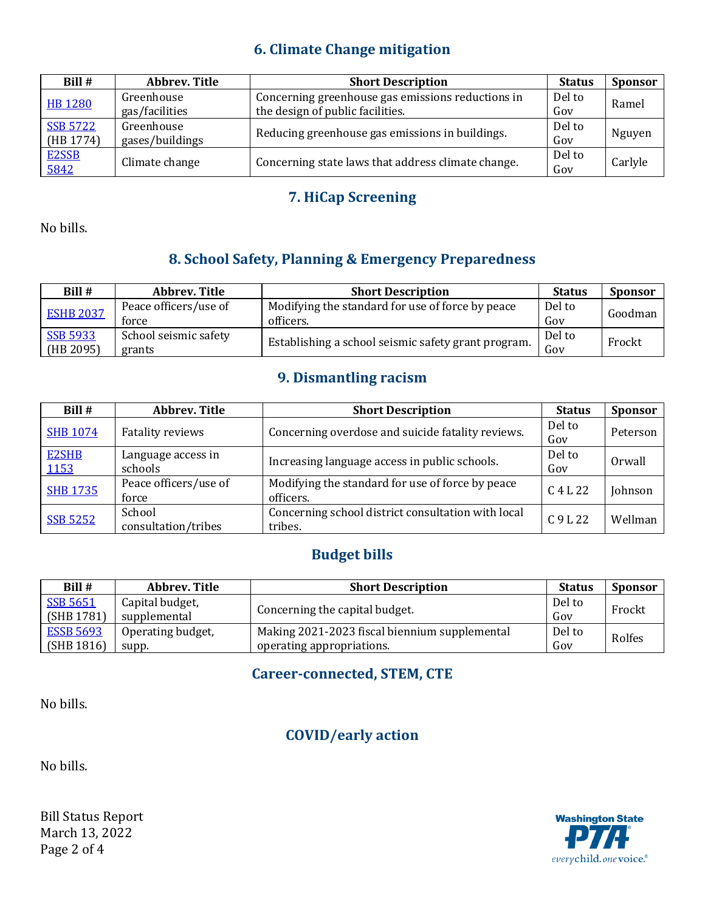## 6. Climate Change mitigation

| Bill # | Abbrev. Title | Short Description | Status | Sponsor |
|---|---|---|---|---|
| HB 1280 | Greenhouse gas/facilities | Concerning greenhouse gas emissions reductions in the design of public facilities. | Del to Gov | Ramel |
| SSB 5722 (HB 1774) | Greenhouse gases/buildings | Reducing greenhouse gas emissions in buildings. | Del to Gov | Nguyen |
| E2SSB 5842 | Climate change | Concerning state laws that address climate change. | Del to Gov | Carlyle |

## 7. HiCap Screening

No bills.

## 8. School Safety, Planning & Emergency Preparedness

| Bill # | Abbrev. Title | Short Description | Status | Sponsor |
|---|---|---|---|---|
| ESHB 2037 | Peace officers/use of force | Modifying the standard for use of force by peace officers. | Del to Gov | Goodman |
| SSB 5933 (HB 2095) | School seismic safety grants | Establishing a school seismic safety grant program. | Del to Gov | Frockt |

## 9. Dismantling racism

| Bill # | Abbrev. Title | Short Description | Status | Sponsor |
|---|---|---|---|---|
| SHB 1074 | Fatality reviews | Concerning overdose and suicide fatality reviews. | Del to Gov | Peterson |
| E2SHB 1153 | Language access in schools | Increasing language access in public schools. | Del to Gov | Orwall |
| SHB 1735 | Peace officers/use of force | Modifying the standard for use of force by peace officers. | C 4 L 22 | Johnson |
| SSB 5252 | School consultation/tribes | Concerning school district consultation with local tribes. | C 9 L 22 | Wellman |

## Budget bills

| Bill # | Abbrev. Title | Short Description | Status | Sponsor |
|---|---|---|---|---|
| SSB 5651 (SHB 1781) | Capital budget, supplemental | Concerning the capital budget. | Del to Gov | Frockt |
| ESSB 5693 (SHB 1816) | Operating budget, supp. | Making 2021-2023 fiscal biennium supplemental operating appropriations. | Del to Gov | Rolfes |

## Career-connected, STEM, CTE

No bills.

## COVID/early action

No bills.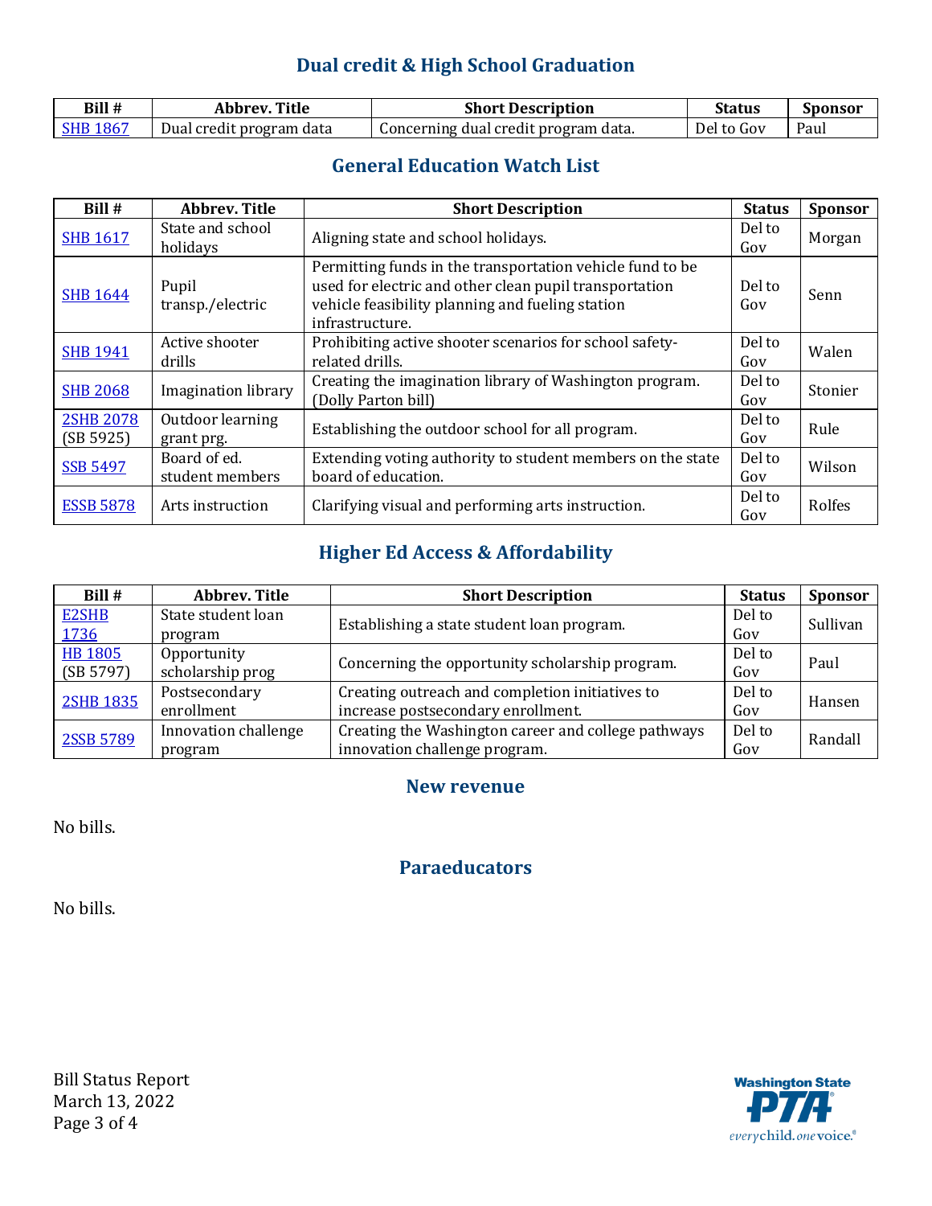## Dual credit & High School Graduation

| Bill # | Abbrev. Title | Short Description | Status | Sponsor |
|---|---|---|---|---|
| SHB 1867 | Dual credit program data | Concerning dual credit program data. | Del to Gov | Paul |

## General Education Watch List

| Bill # | Abbrev. Title | Short Description | Status | Sponsor |
|---|---|---|---|---|
| SHB 1617 | State and school holidays | Aligning state and school holidays. | Del to Gov | Morgan |
| SHB 1644 | Pupil transp./electric | Permitting funds in the transportation vehicle fund to be used for electric and other clean pupil transportation vehicle feasibility planning and fueling station infrastructure. | Del to Gov | Senn |
| SHB 1941 | Active shooter drills | Prohibiting active shooter scenarios for school safety-related drills. | Del to Gov | Walen |
| SHB 2068 | Imagination library | Creating the imagination library of Washington program. (Dolly Parton bill) | Del to Gov | Stonier |
| 2SHB 2078 (SB 5925) | Outdoor learning grant prg. | Establishing the outdoor school for all program. | Del to Gov | Rule |
| SSB 5497 | Board of ed. student members | Extending voting authority to student members on the state board of education. | Del to Gov | Wilson |
| ESSB 5878 | Arts instruction | Clarifying visual and performing arts instruction. | Del to Gov | Rolfes |

## Higher Ed Access & Affordability

| Bill # | Abbrev. Title | Short Description | Status | Sponsor |
|---|---|---|---|---|
| E2SHB 1736 | State student loan program | Establishing a state student loan program. | Del to Gov | Sullivan |
| HB 1805 (SB 5797) | Opportunity scholarship prog | Concerning the opportunity scholarship program. | Del to Gov | Paul |
| 2SHB 1835 | Postsecondary enrollment | Creating outreach and completion initiatives to increase postsecondary enrollment. | Del to Gov | Hansen |
| 2SSB 5789 | Innovation challenge program | Creating the Washington career and college pathways innovation challenge program. | Del to Gov | Randall |

## New revenue

No bills.

## Paraeducators

No bills.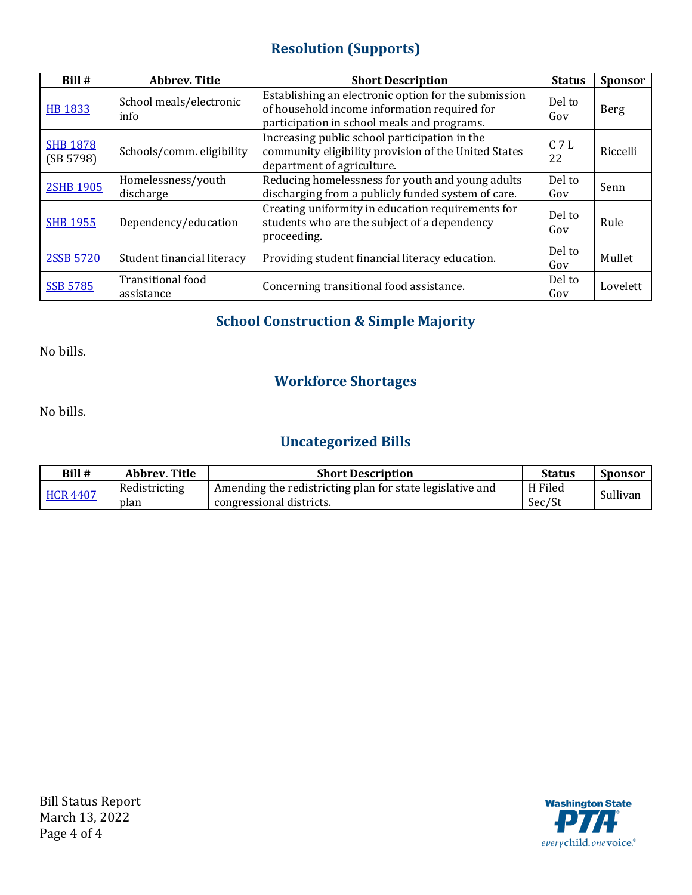## Resolution (Supports)

| Bill # | Abbrev. Title | Short Description | Status | Sponsor |
|---|---|---|---|---|
| HB 1833 | School meals/electronic info | Establishing an electronic option for the submission of household income information required for participation in school meals and programs. | Del to Gov | Berg |
| SHB 1878 (SB 5798) | Schools/comm. eligibility | Increasing public school participation in the community eligibility provision of the United States department of agriculture. | C 7 L 22 | Riccelli |
| 2SHB 1905 | Homelessness/youth discharge | Reducing homelessness for youth and young adults discharging from a publicly funded system of care. | Del to Gov | Senn |
| SHB 1955 | Dependency/education | Creating uniformity in education requirements for students who are the subject of a dependency proceeding. | Del to Gov | Rule |
| 2SSB 5720 | Student financial literacy | Providing student financial literacy education. | Del to Gov | Mullet |
| SSB 5785 | Transitional food assistance | Concerning transitional food assistance. | Del to Gov | Lovelett |

## School Construction & Simple Majority

No bills.

## Workforce Shortages

No bills.

## Uncategorized Bills

| Bill # | Abbrev. Title | Short Description | Status | Sponsor |
|---|---|---|---|---|
| HCR 4407 | Redistricting plan | Amending the redistricting plan for state legislative and congressional districts. | H Filed Sec/St | Sullivan |